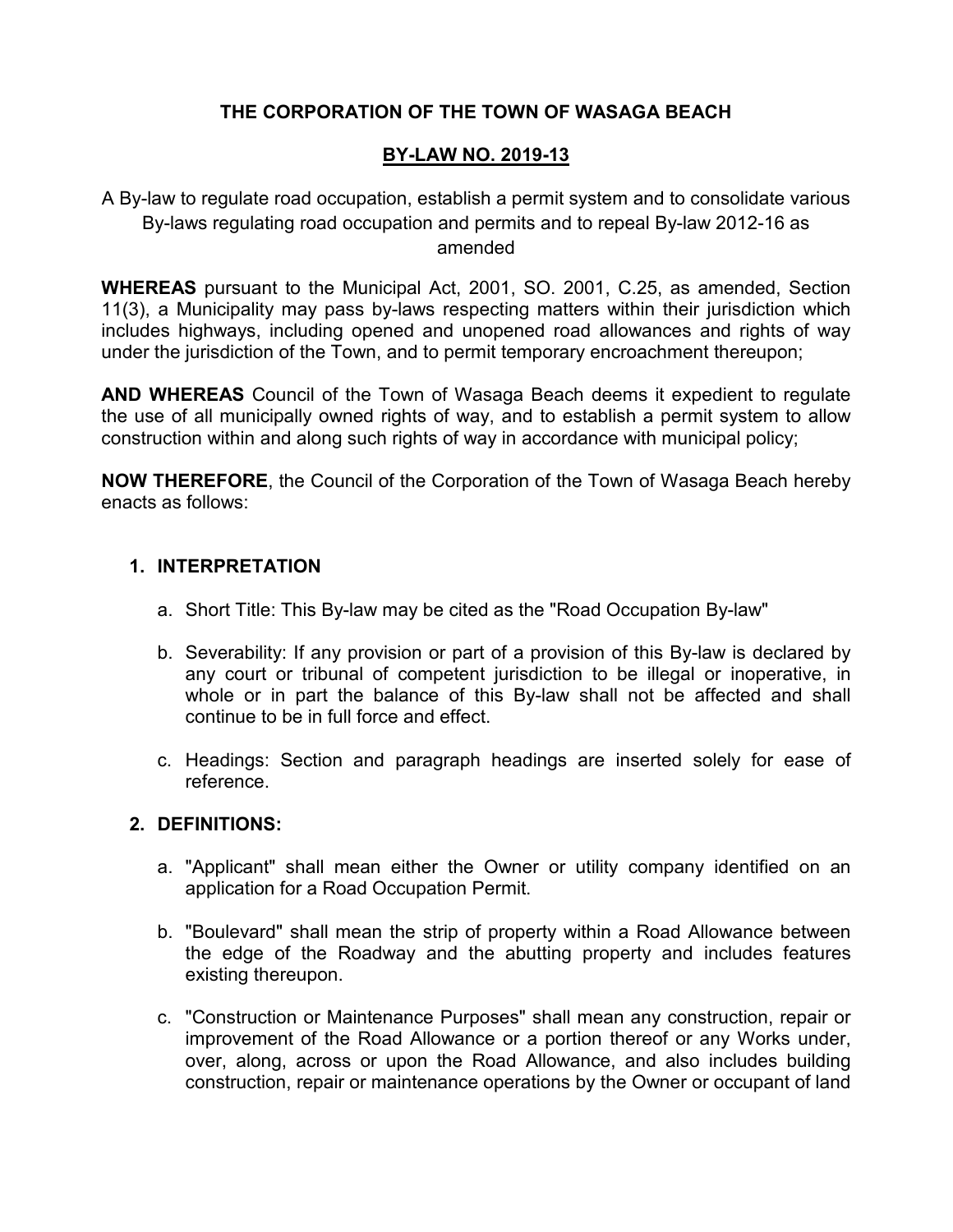**THE CORPORATION OF THE TOWN OF WASAGA BEACH**

**BY-LAW NO. 2019-13**

A By-law to regulate road occupation, establish a permit system and to consolidate various By-laws regulating road occupation and permits and to repeal By-law 2012-16 as amended

**WHEREAS** pursuant to the Municipal Act, 2001, SO. 2001, C.25, as amended, Section 11(3), a Municipality may pass by-laws respecting matters within their jurisdiction which includes highways, including opened and unopened road allowances and rights of way under the jurisdiction of the Town, and to permit temporary encroachment thereupon;

**AND WHEREAS** Council of the Town of Wasaga Beach deems it expedient to regulate the use of all municipally owned rights of way, and to establish a permit system to allow construction within and along such rights of way in accordance with municipal policy;

**NOW THEREFORE**, the Council of the Corporation of the Town of Wasaga Beach hereby enacts as follows:

## 1. INTERPRETATION

a. Short Title: This By-law may be cited as the "Road Occupation By-law"

b. Severability: If any provision or part of a provision of this By-law is declared by any court or tribunal of competent jurisdiction to be illegal or inoperative, in whole or in part the balance of this By-law shall not be affected and shall continue to be in full force and effect.

c. Headings: Section and paragraph headings are inserted solely for ease of reference.

## 2. DEFINITIONS:

a. "Applicant" shall mean either the Owner or utility company identified on an application for a Road Occupation Permit.

b. "Boulevard" shall mean the strip of property within a Road Allowance between the edge of the Roadway and the abutting property and includes features existing thereupon.

c. "Construction or Maintenance Purposes" shall mean any construction, repair or improvement of the Road Allowance or a portion thereof or any Works under, over, along, across or upon the Road Allowance, and also includes building construction, repair or maintenance operations by the Owner or occupant of land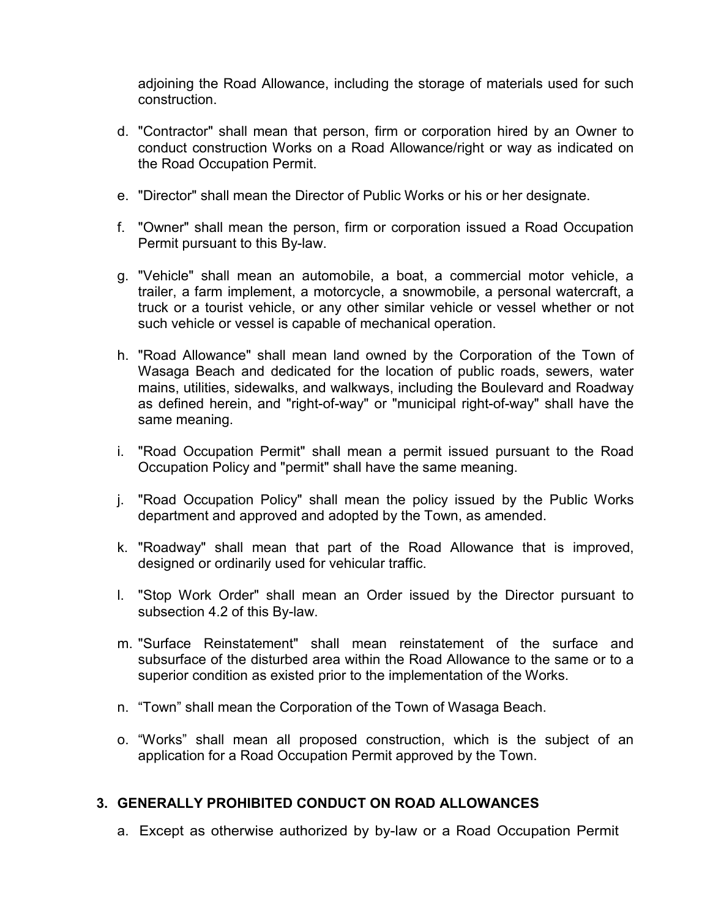adjoining the Road Allowance, including the storage of materials used for such construction.

d. "Contractor" shall mean that person, firm or corporation hired by an Owner to conduct construction Works on a Road Allowance/right or way as indicated on the Road Occupation Permit.

e. "Director" shall mean the Director of Public Works or his or her designate.

f. "Owner" shall mean the person, firm or corporation issued a Road Occupation Permit pursuant to this By-law.

g. "Vehicle" shall mean an automobile, a boat, a commercial motor vehicle, a trailer, a farm implement, a motorcycle, a snowmobile, a personal watercraft, a truck or a tourist vehicle, or any other similar vehicle or vessel whether or not such vehicle or vessel is capable of mechanical operation.

h. "Road Allowance" shall mean land owned by the Corporation of the Town of Wasaga Beach and dedicated for the location of public roads, sewers, water mains, utilities, sidewalks, and walkways, including the Boulevard and Roadway as defined herein, and "right-of-way" or "municipal right-of-way" shall have the same meaning.

i. "Road Occupation Permit" shall mean a permit issued pursuant to the Road Occupation Policy and "permit" shall have the same meaning.

j. "Road Occupation Policy" shall mean the policy issued by the Public Works department and approved and adopted by the Town, as amended.

k. "Roadway" shall mean that part of the Road Allowance that is improved, designed or ordinarily used for vehicular traffic.

l. "Stop Work Order" shall mean an Order issued by the Director pursuant to subsection 4.2 of this By-law.

m. "Surface Reinstatement" shall mean reinstatement of the surface and subsurface of the disturbed area within the Road Allowance to the same or to a superior condition as existed prior to the implementation of the Works.

n. "Town" shall mean the Corporation of the Town of Wasaga Beach.

o. "Works" shall mean all proposed construction, which is the subject of an application for a Road Occupation Permit approved by the Town.

## 3. GENERALLY PROHIBITED CONDUCT ON ROAD ALLOWANCES

a. Except as otherwise authorized by by-law or a Road Occupation Permit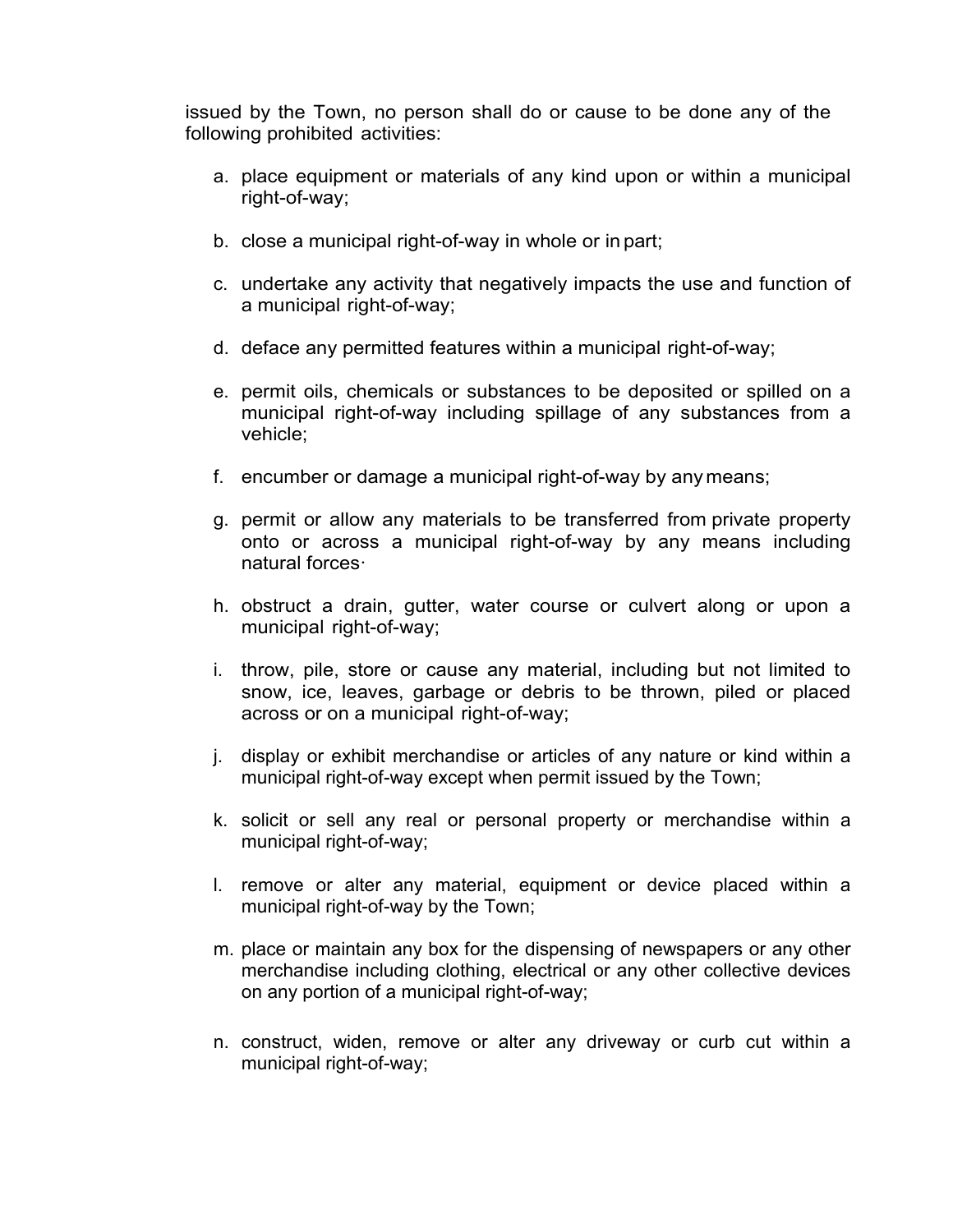issued by the Town, no person shall do or cause to be done any of the following prohibited activities:

a. place equipment or materials of any kind upon or within a municipal right-of-way;

b. close a municipal right-of-way in whole or in part;

c. undertake any activity that negatively impacts the use and function of a municipal right-of-way;

d. deface any permitted features within a municipal right-of-way;

e. permit oils, chemicals or substances to be deposited or spilled on a municipal right-of-way including spillage of any substances from a vehicle;

f. encumber or damage a municipal right-of-way by any means;

g. permit or allow any materials to be transferred from private property onto or across a municipal right-of-way by any means including natural forces·

h. obstruct a drain, gutter, water course or culvert along or upon a municipal right-of-way;

i. throw, pile, store or cause any material, including but not limited to snow, ice, leaves, garbage or debris to be thrown, piled or placed across or on a municipal right-of-way;

j. display or exhibit merchandise or articles of any nature or kind within a municipal right-of-way except when permit issued by the Town;

k. solicit or sell any real or personal property or merchandise within a municipal right-of-way;

l. remove or alter any material, equipment or device placed within a municipal right-of-way by the Town;

m. place or maintain any box for the dispensing of newspapers or any other merchandise including clothing, electrical or any other collective devices on any portion of a municipal right-of-way;

n. construct, widen, remove or alter any driveway or curb cut within a municipal right-of-way;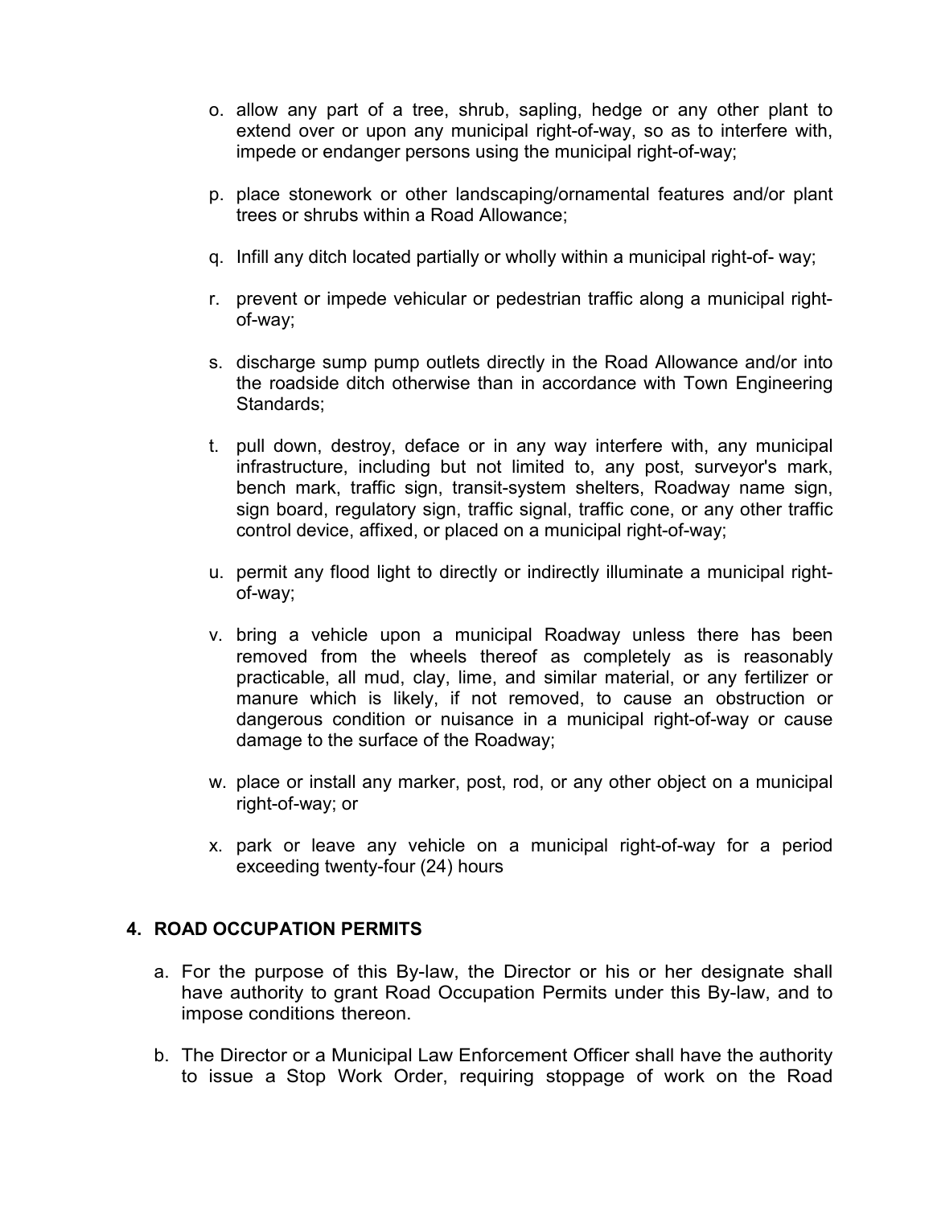o. allow any part of a tree, shrub, sapling, hedge or any other plant to extend over or upon any municipal right-of-way, so as to interfere with, impede or endanger persons using the municipal right-of-way;

p. place stonework or other landscaping/ornamental features and/or plant trees or shrubs within a Road Allowance;

q. Infill any ditch located partially or wholly within a municipal right-of- way;

r. prevent or impede vehicular or pedestrian traffic along a municipal right-of-way;

s. discharge sump pump outlets directly in the Road Allowance and/or into the roadside ditch otherwise than in accordance with Town Engineering Standards;

t. pull down, destroy, deface or in any way interfere with, any municipal infrastructure, including but not limited to, any post, surveyor's mark, bench mark, traffic sign, transit-system shelters, Roadway name sign, sign board, regulatory sign, traffic signal, traffic cone, or any other traffic control device, affixed, or placed on a municipal right-of-way;

u. permit any flood light to directly or indirectly illuminate a municipal right-of-way;

v. bring a vehicle upon a municipal Roadway unless there has been removed from the wheels thereof as completely as is reasonably practicable, all mud, clay, lime, and similar material, or any fertilizer or manure which is likely, if not removed, to cause an obstruction or dangerous condition or nuisance in a municipal right-of-way or cause damage to the surface of the Roadway;

w. place or install any marker, post, rod, or any other object on a municipal right-of-way; or

x. park or leave any vehicle on a municipal right-of-way for a period exceeding twenty-four (24) hours

## 4. ROAD OCCUPATION PERMITS

a. For the purpose of this By-law, the Director or his or her designate shall have authority to grant Road Occupation Permits under this By-law, and to impose conditions thereon.

b. The Director or a Municipal Law Enforcement Officer shall have the authority to issue a Stop Work Order, requiring stoppage of work on the Road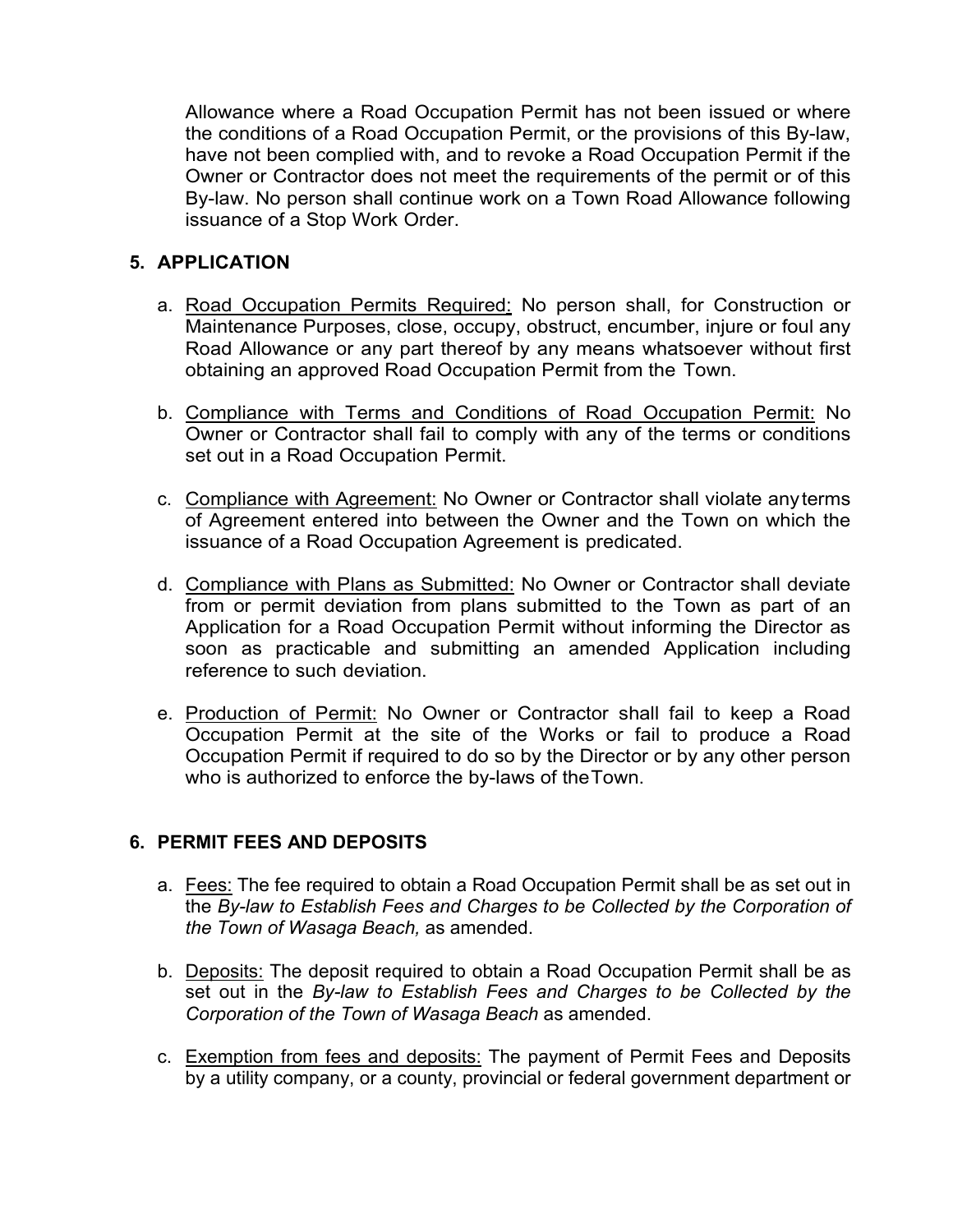Allowance where a Road Occupation Permit has not been issued or where the conditions of a Road Occupation Permit, or the provisions of this By-law, have not been complied with, and to revoke a Road Occupation Permit if the Owner or Contractor does not meet the requirements of the permit or of this By-law. No person shall continue work on a Town Road Allowance following issuance of a Stop Work Order.

## 5. APPLICATION

a. Road Occupation Permits Required: No person shall, for Construction or Maintenance Purposes, close, occupy, obstruct, encumber, injure or foul any Road Allowance or any part thereof by any means whatsoever without first obtaining an approved Road Occupation Permit from the Town.

b. Compliance with Terms and Conditions of Road Occupation Permit: No Owner or Contractor shall fail to comply with any of the terms or conditions set out in a Road Occupation Permit.

c. Compliance with Agreement: No Owner or Contractor shall violate any terms of Agreement entered into between the Owner and the Town on which the issuance of a Road Occupation Agreement is predicated.

d. Compliance with Plans as Submitted: No Owner or Contractor shall deviate from or permit deviation from plans submitted to the Town as part of an Application for a Road Occupation Permit without informing the Director as soon as practicable and submitting an amended Application including reference to such deviation.

e. Production of Permit: No Owner or Contractor shall fail to keep a Road Occupation Permit at the site of the Works or fail to produce a Road Occupation Permit if required to do so by the Director or by any other person who is authorized to enforce the by-laws of the Town.

## 6. PERMIT FEES AND DEPOSITS

a. Fees: The fee required to obtain a Road Occupation Permit shall be as set out in the *By-law to Establish Fees and Charges to be Collected by the Corporation of the Town of Wasaga Beach,* as amended.

b. Deposits: The deposit required to obtain a Road Occupation Permit shall be as set out in the *By-law to Establish Fees and Charges to be Collected by the Corporation of the Town of Wasaga Beach* as amended.

c. Exemption from fees and deposits: The payment of Permit Fees and Deposits by a utility company, or a county, provincial or federal government department or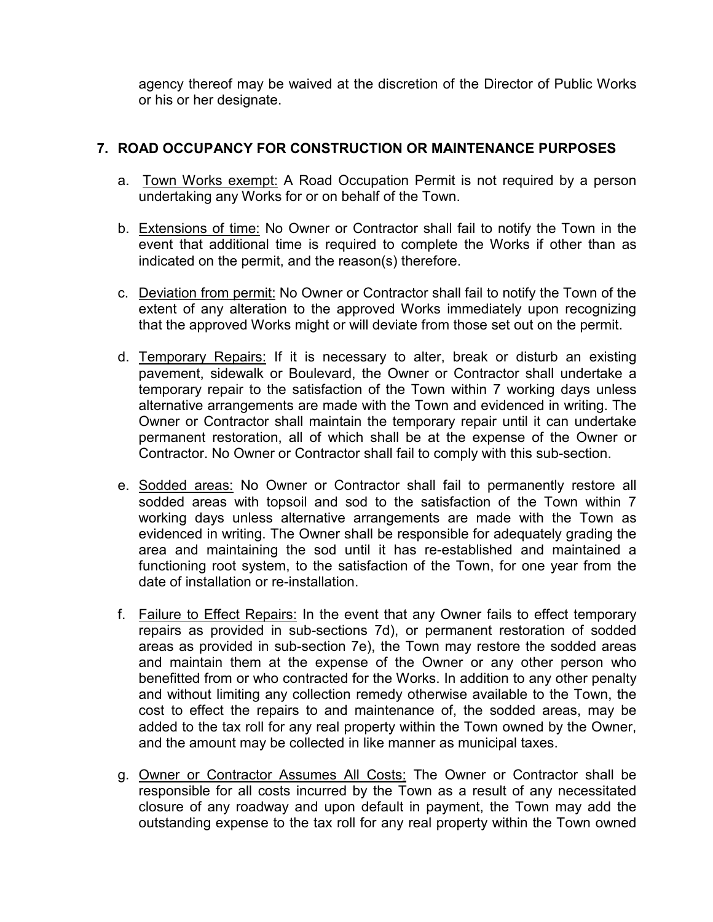agency thereof may be waived at the discretion of the Director of Public Works or his or her designate.

## 7. ROAD OCCUPANCY FOR CONSTRUCTION OR MAINTENANCE PURPOSES

a. Town Works exempt: A Road Occupation Permit is not required by a person undertaking any Works for or on behalf of the Town.

b. Extensions of time: No Owner or Contractor shall fail to notify the Town in the event that additional time is required to complete the Works if other than as indicated on the permit, and the reason(s) therefore.

c. Deviation from permit: No Owner or Contractor shall fail to notify the Town of the extent of any alteration to the approved Works immediately upon recognizing that the approved Works might or will deviate from those set out on the permit.

d. Temporary Repairs: If it is necessary to alter, break or disturb an existing pavement, sidewalk or Boulevard, the Owner or Contractor shall undertake a temporary repair to the satisfaction of the Town within 7 working days unless alternative arrangements are made with the Town and evidenced in writing. The Owner or Contractor shall maintain the temporary repair until it can undertake permanent restoration, all of which shall be at the expense of the Owner or Contractor. No Owner or Contractor shall fail to comply with this sub-section.

e. Sodded areas: No Owner or Contractor shall fail to permanently restore all sodded areas with topsoil and sod to the satisfaction of the Town within 7 working days unless alternative arrangements are made with the Town as evidenced in writing. The Owner shall be responsible for adequately grading the area and maintaining the sod until it has re-established and maintained a functioning root system, to the satisfaction of the Town, for one year from the date of installation or re-installation.

f. Failure to Effect Repairs: In the event that any Owner fails to effect temporary repairs as provided in sub-sections 7d), or permanent restoration of sodded areas as provided in sub-section 7e), the Town may restore the sodded areas and maintain them at the expense of the Owner or any other person who benefitted from or who contracted for the Works. In addition to any other penalty and without limiting any collection remedy otherwise available to the Town, the cost to effect the repairs to and maintenance of, the sodded areas, may be added to the tax roll for any real property within the Town owned by the Owner, and the amount may be collected in like manner as municipal taxes.

g. Owner or Contractor Assumes All Costs: The Owner or Contractor shall be responsible for all costs incurred by the Town as a result of any necessitated closure of any roadway and upon default in payment, the Town may add the outstanding expense to the tax roll for any real property within the Town owned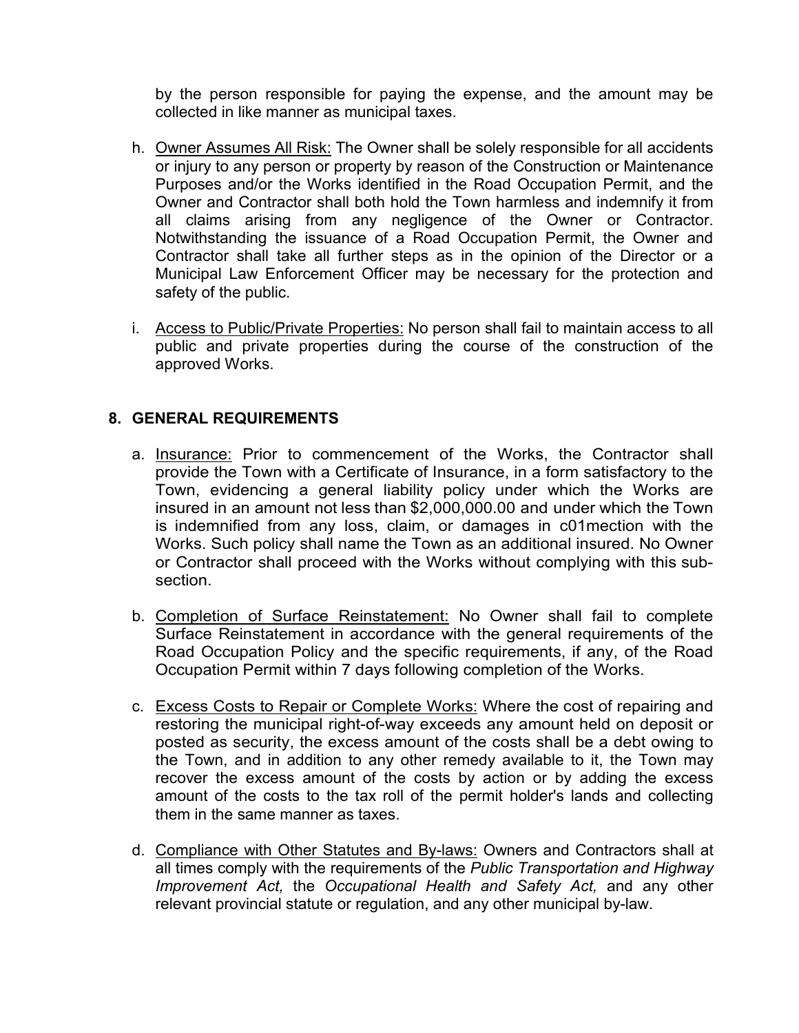by the person responsible for paying the expense, and the amount may be collected in like manner as municipal taxes.

h. Owner Assumes All Risk: The Owner shall be solely responsible for all accidents or injury to any person or property by reason of the Construction or Maintenance Purposes and/or the Works identified in the Road Occupation Permit, and the Owner and Contractor shall both hold the Town harmless and indemnify it from all claims arising from any negligence of the Owner or Contractor. Notwithstanding the issuance of a Road Occupation Permit, the Owner and Contractor shall take all further steps as in the opinion of the Director or a Municipal Law Enforcement Officer may be necessary for the protection and safety of the public.

i. Access to Public/Private Properties: No person shall fail to maintain access to all public and private properties during the course of the construction of the approved Works.

## 8. GENERAL REQUIREMENTS

a. Insurance: Prior to commencement of the Works, the Contractor shall provide the Town with a Certificate of Insurance, in a form satisfactory to the Town, evidencing a general liability policy under which the Works are insured in an amount not less than $2,000,000.00 and under which the Town is indemnified from any loss, claim, or damages in c01mection with the Works. Such policy shall name the Town as an additional insured. No Owner or Contractor shall proceed with the Works without complying with this sub-section.

b. Completion of Surface Reinstatement: No Owner shall fail to complete Surface Reinstatement in accordance with the general requirements of the Road Occupation Policy and the specific requirements, if any, of the Road Occupation Permit within 7 days following completion of the Works.

c. Excess Costs to Repair or Complete Works: Where the cost of repairing and restoring the municipal right-of-way exceeds any amount held on deposit or posted as security, the excess amount of the costs shall be a debt owing to the Town, and in addition to any other remedy available to it, the Town may recover the excess amount of the costs by action or by adding the excess amount of the costs to the tax roll of the permit holder's lands and collecting them in the same manner as taxes.

d. Compliance with Other Statutes and By-laws: Owners and Contractors shall at all times comply with the requirements of the *Public Transportation and Highway Improvement Act,* the *Occupational Health and Safety Act,* and any other relevant provincial statute or regulation, and any other municipal by-law.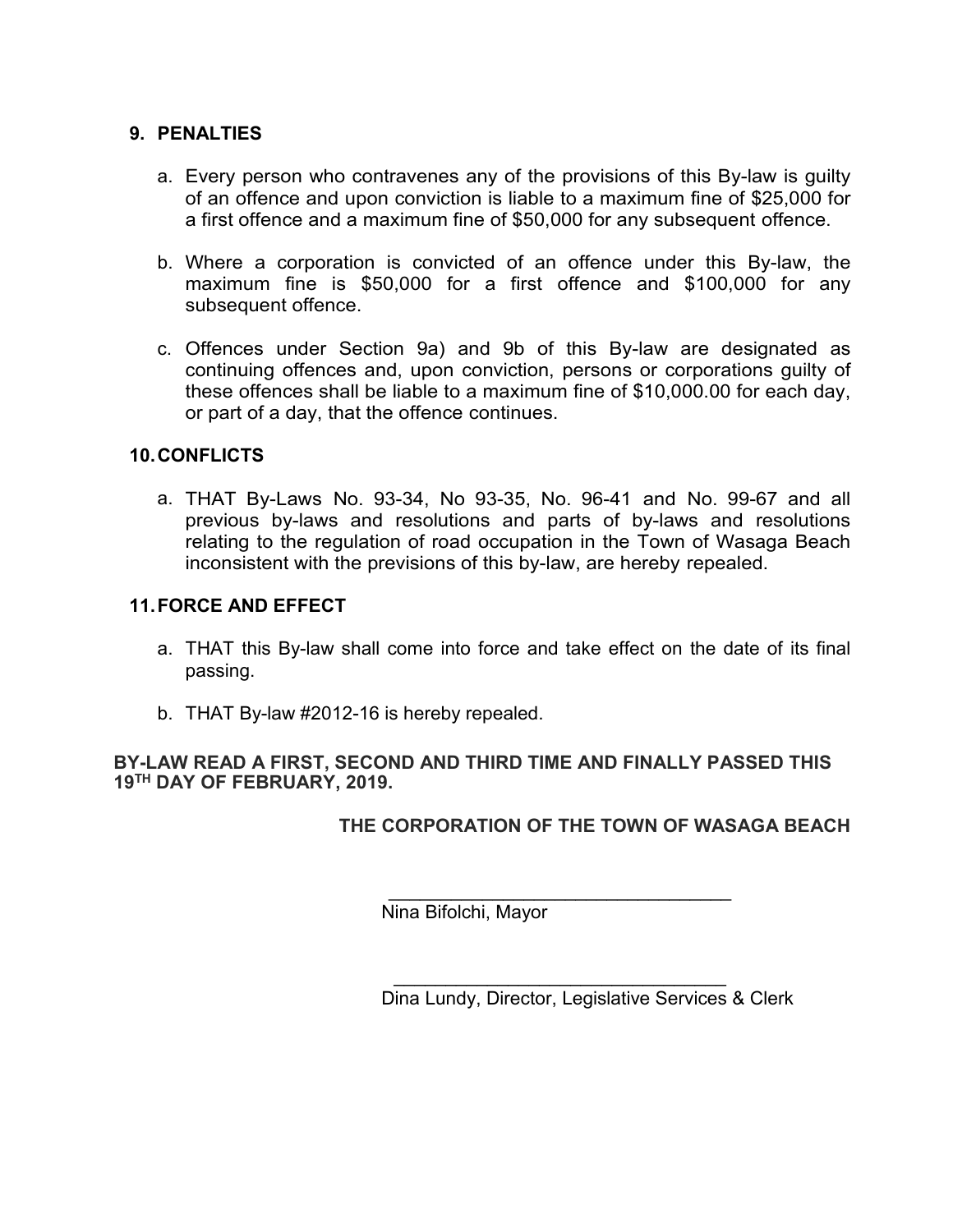## 9. PENALTIES

a. Every person who contravenes any of the provisions of this By-law is guilty of an offence and upon conviction is liable to a maximum fine of $25,000 for a first offence and a maximum fine of $50,000 for any subsequent offence.

b. Where a corporation is convicted of an offence under this By-law, the maximum fine is $50,000 for a first offence and $100,000 for any subsequent offence.

c. Offences under Section 9a) and 9b of this By-law are designated as continuing offences and, upon conviction, persons or corporations guilty of these offences shall be liable to a maximum fine of $10,000.00 for each day, or part of a day, that the offence continues.

## 10. CONFLICTS

a. THAT By-Laws No. 93-34, No 93-35, No. 96-41 and No. 99-67 and all previous by-laws and resolutions and parts of by-laws and resolutions relating to the regulation of road occupation in the Town of Wasaga Beach inconsistent with the previsions of this by-law, are hereby repealed.

## 11. FORCE AND EFFECT

a. THAT this By-law shall come into force and take effect on the date of its final passing.

b. THAT By-law #2012-16 is hereby repealed.

**BY-LAW READ A FIRST, SECOND AND THIRD TIME AND FINALLY PASSED THIS 19TH DAY OF FEBRUARY, 2019.**

**THE CORPORATION OF THE TOWN OF WASAGA BEACH**

\_\_\_\_\_\_\_\_\_\_\_\_\_\_\_\_\_\_\_\_\_\_\_\_\_\_\_\_\_\_\_\_\_\_\_
Nina Bifolchi, Mayor

\_\_\_\_\_\_\_\_\_\_\_\_\_\_\_\_\_\_\_\_\_\_\_\_\_\_\_\_\_\_\_\_\_\_\_
Dina Lundy, Director, Legislative Services & Clerk